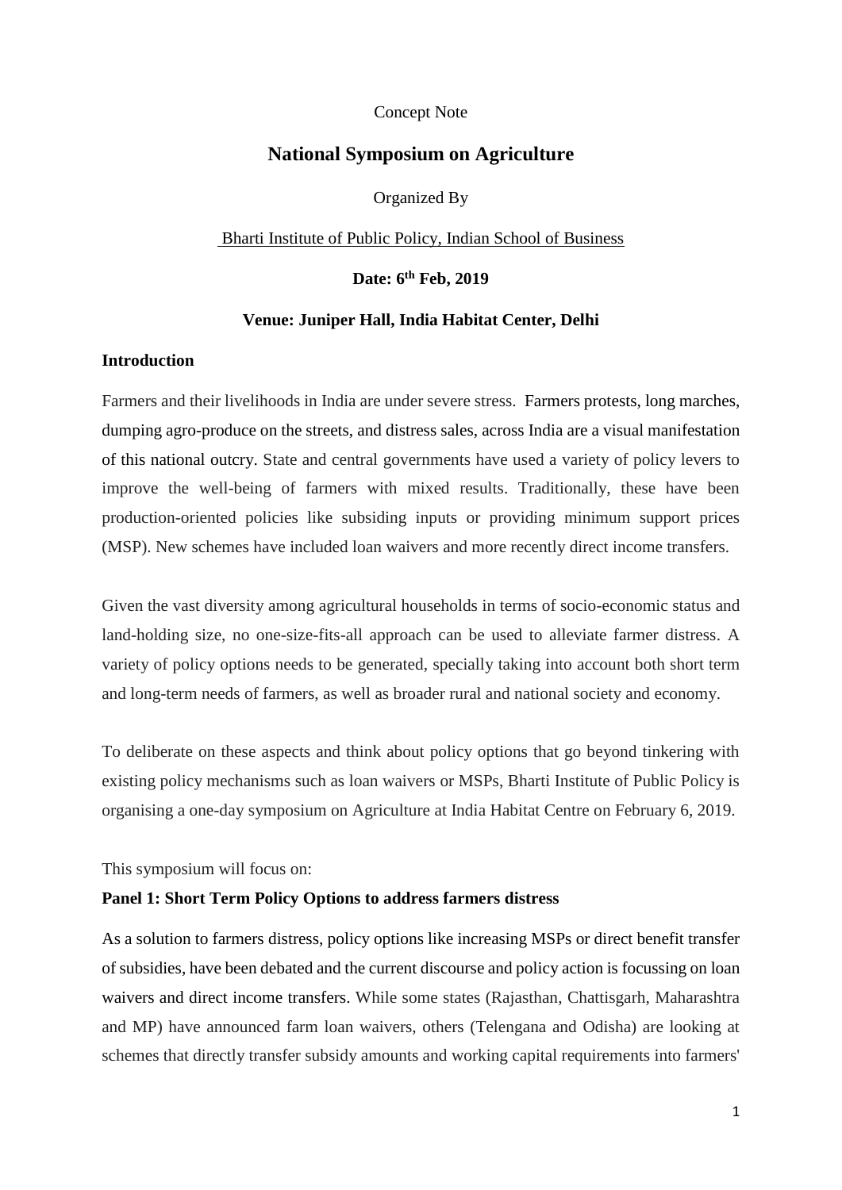Concept Note

# National Symposium on Agriculture

Organized By

Bharti Institute of Public Policy, Indian School of Business

**Date: 6th Feb, 2019**

**Venue: Juniper Hall, India Habitat Center, Delhi**

## Introduction

Farmers and their livelihoods in India are under severe stress. Farmers protests, long marches, dumping agro-produce on the streets, and distress sales, across India are a visual manifestation of this national outcry. State and central governments have used a variety of policy levers to improve the well-being of farmers with mixed results. Traditionally, these have been production-oriented policies like subsiding inputs or providing minimum support prices (MSP). New schemes have included loan waivers and more recently direct income transfers.

Given the vast diversity among agricultural households in terms of socio-economic status and land-holding size, no one-size-fits-all approach can be used to alleviate farmer distress. A variety of policy options needs to be generated, specially taking into account both short term and long-term needs of farmers, as well as broader rural and national society and economy.

To deliberate on these aspects and think about policy options that go beyond tinkering with existing policy mechanisms such as loan waivers or MSPs, Bharti Institute of Public Policy is organising a one-day symposium on Agriculture at India Habitat Centre on February 6, 2019.

This symposium will focus on:

### Panel 1: Short Term Policy Options to address farmers distress

As a solution to farmers distress, policy options like increasing MSPs or direct benefit transfer of subsidies, have been debated and the current discourse and policy action is focussing on loan waivers and direct income transfers. While some states (Rajasthan, Chattisgarh, Maharashtra and MP) have announced farm loan waivers, others (Telengana and Odisha) are looking at schemes that directly transfer subsidy amounts and working capital requirements into farmers'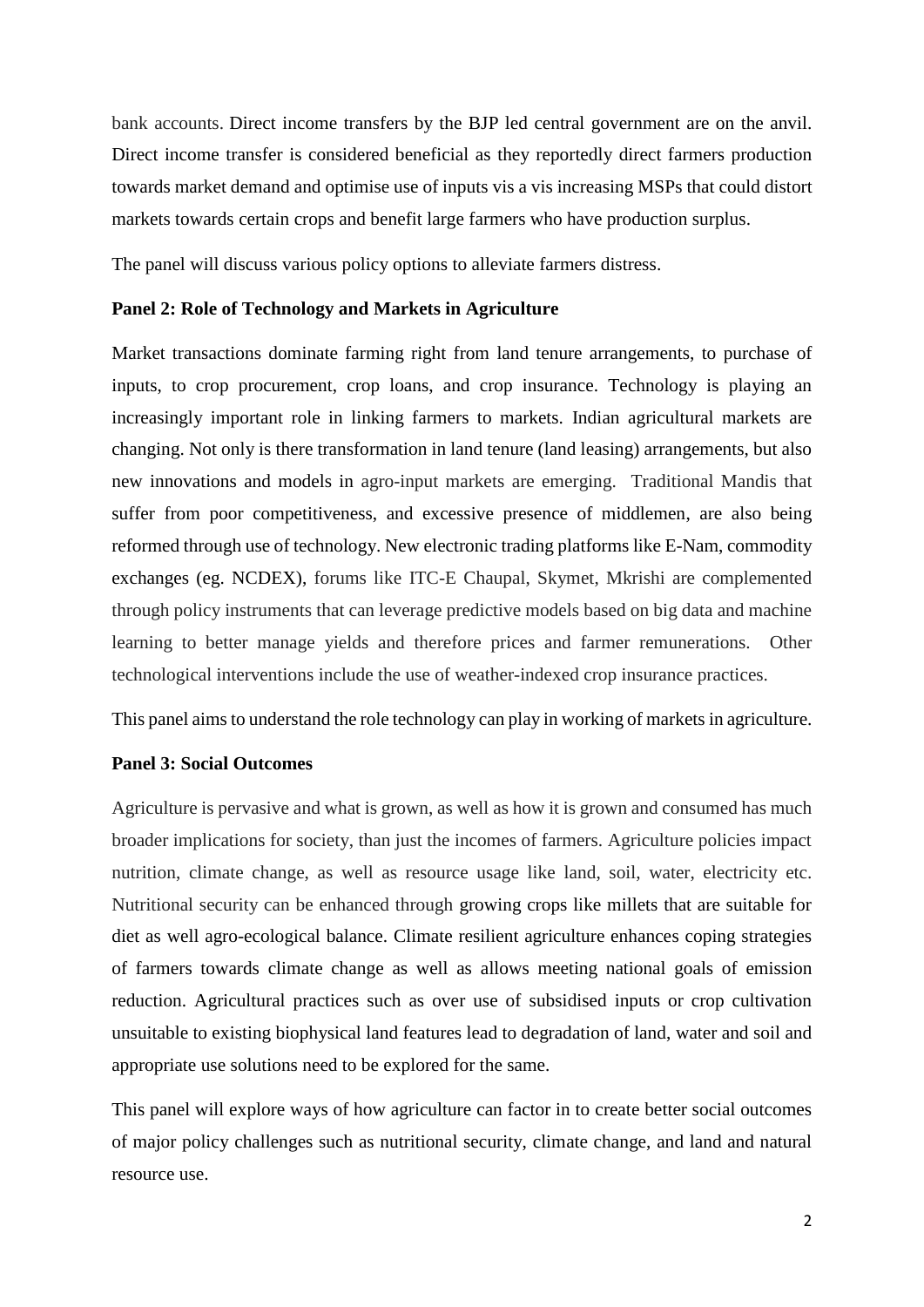bank accounts. Direct income transfers by the BJP led central government are on the anvil. Direct income transfer is considered beneficial as they reportedly direct farmers production towards market demand and optimise use of inputs vis a vis increasing MSPs that could distort markets towards certain crops and benefit large farmers who have production surplus.

The panel will discuss various policy options to alleviate farmers distress.

**Panel 2: Role of Technology and Markets in Agriculture**

Market transactions dominate farming right from land tenure arrangements, to purchase of inputs, to crop procurement, crop loans, and crop insurance. Technology is playing an increasingly important role in linking farmers to markets. Indian agricultural markets are changing. Not only is there transformation in land tenure (land leasing) arrangements, but also new innovations and models in agro-input markets are emerging. Traditional Mandis that suffer from poor competitiveness, and excessive presence of middlemen, are also being reformed through use of technology. New electronic trading platforms like E-Nam, commodity exchanges (eg. NCDEX), forums like ITC-E Chaupal, Skymet, Mkrishi are complemented through policy instruments that can leverage predictive models based on big data and machine learning to better manage yields and therefore prices and farmer remunerations. Other technological interventions include the use of weather-indexed crop insurance practices.

This panel aims to understand the role technology can play in working of markets in agriculture.

**Panel 3: Social Outcomes**

Agriculture is pervasive and what is grown, as well as how it is grown and consumed has much broader implications for society, than just the incomes of farmers. Agriculture policies impact nutrition, climate change, as well as resource usage like land, soil, water, electricity etc. Nutritional security can be enhanced through growing crops like millets that are suitable for diet as well agro-ecological balance. Climate resilient agriculture enhances coping strategies of farmers towards climate change as well as allows meeting national goals of emission reduction. Agricultural practices such as over use of subsidised inputs or crop cultivation unsuitable to existing biophysical land features lead to degradation of land, water and soil and appropriate use solutions need to be explored for the same.

This panel will explore ways of how agriculture can factor in to create better social outcomes of major policy challenges such as nutritional security, climate change, and land and natural resource use.